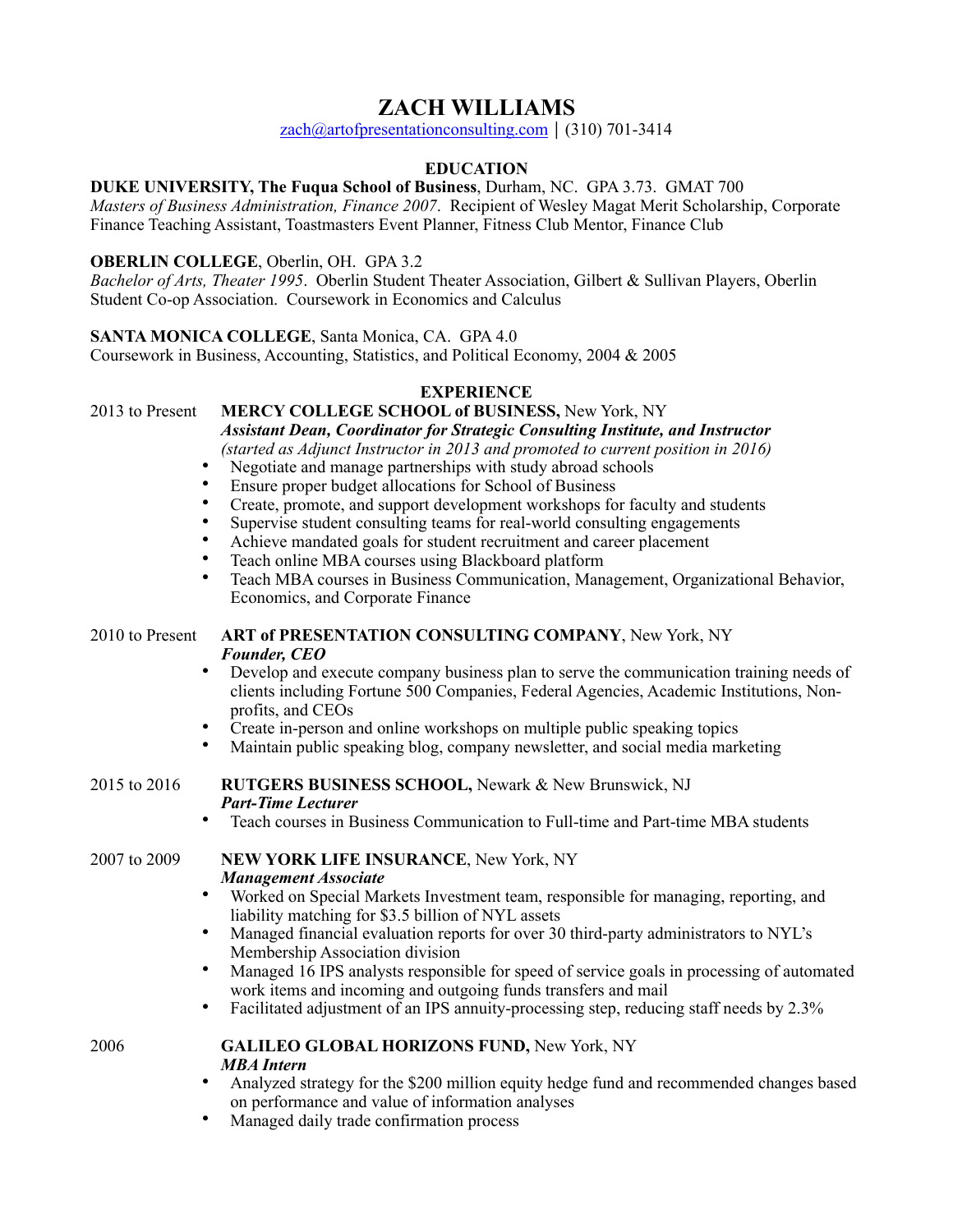# ZACH WILLIAMS

zach@artofpresentationconsulting.com | (310) 701-3414

## EDUCATION

**DUKE UNIVERSITY, The Fuqua School of Business**, Durham, NC. GPA 3.73. GMAT 700
*Masters of Business Administration, Finance 2007*. Recipient of Wesley Magat Merit Scholarship, Corporate Finance Teaching Assistant, Toastmasters Event Planner, Fitness Club Mentor, Finance Club

**OBERLIN COLLEGE**, Oberlin, OH. GPA 3.2
*Bachelor of Arts, Theater 1995*. Oberlin Student Theater Association, Gilbert & Sullivan Players, Oberlin Student Co-op Association. Coursework in Economics and Calculus

**SANTA MONICA COLLEGE**, Santa Monica, CA. GPA 4.0
Coursework in Business, Accounting, Statistics, and Political Economy, 2004 & 2005

## EXPERIENCE

2013 to Present **MERCY COLLEGE SCHOOL of BUSINESS,** New York, NY
***Assistant Dean, Coordinator for Strategic Consulting Institute, and Instructor***
*(started as Adjunct Instructor in 2013 and promoted to current position in 2016)*

- Negotiate and manage partnerships with study abroad schools
- Ensure proper budget allocations for School of Business
- Create, promote, and support development workshops for faculty and students
- Supervise student consulting teams for real-world consulting engagements
- Achieve mandated goals for student recruitment and career placement
- Teach online MBA courses using Blackboard platform
- Teach MBA courses in Business Communication, Management, Organizational Behavior, Economics, and Corporate Finance

2010 to Present **ART of PRESENTATION CONSULTING COMPANY**, New York, NY
***Founder, CEO***

- Develop and execute company business plan to serve the communication training needs of clients including Fortune 500 Companies, Federal Agencies, Academic Institutions, Non-profits, and CEOs
- Create in-person and online workshops on multiple public speaking topics
- Maintain public speaking blog, company newsletter, and social media marketing

2015 to 2016 **RUTGERS BUSINESS SCHOOL,** Newark & New Brunswick, NJ
***Part-Time Lecturer***

- Teach courses in Business Communication to Full-time and Part-time MBA students

2007 to 2009 **NEW YORK LIFE INSURANCE**, New York, NY
***Management Associate***

- Worked on Special Markets Investment team, responsible for managing, reporting, and liability matching for $3.5 billion of NYL assets
- Managed financial evaluation reports for over 30 third-party administrators to NYL's Membership Association division
- Managed 16 IPS analysts responsible for speed of service goals in processing of automated work items and incoming and outgoing funds transfers and mail
- Facilitated adjustment of an IPS annuity-processing step, reducing staff needs by 2.3%

2006 **GALILEO GLOBAL HORIZONS FUND,** New York, NY
***MBA Intern***

- Analyzed strategy for the $200 million equity hedge fund and recommended changes based on performance and value of information analyses
- Managed daily trade confirmation process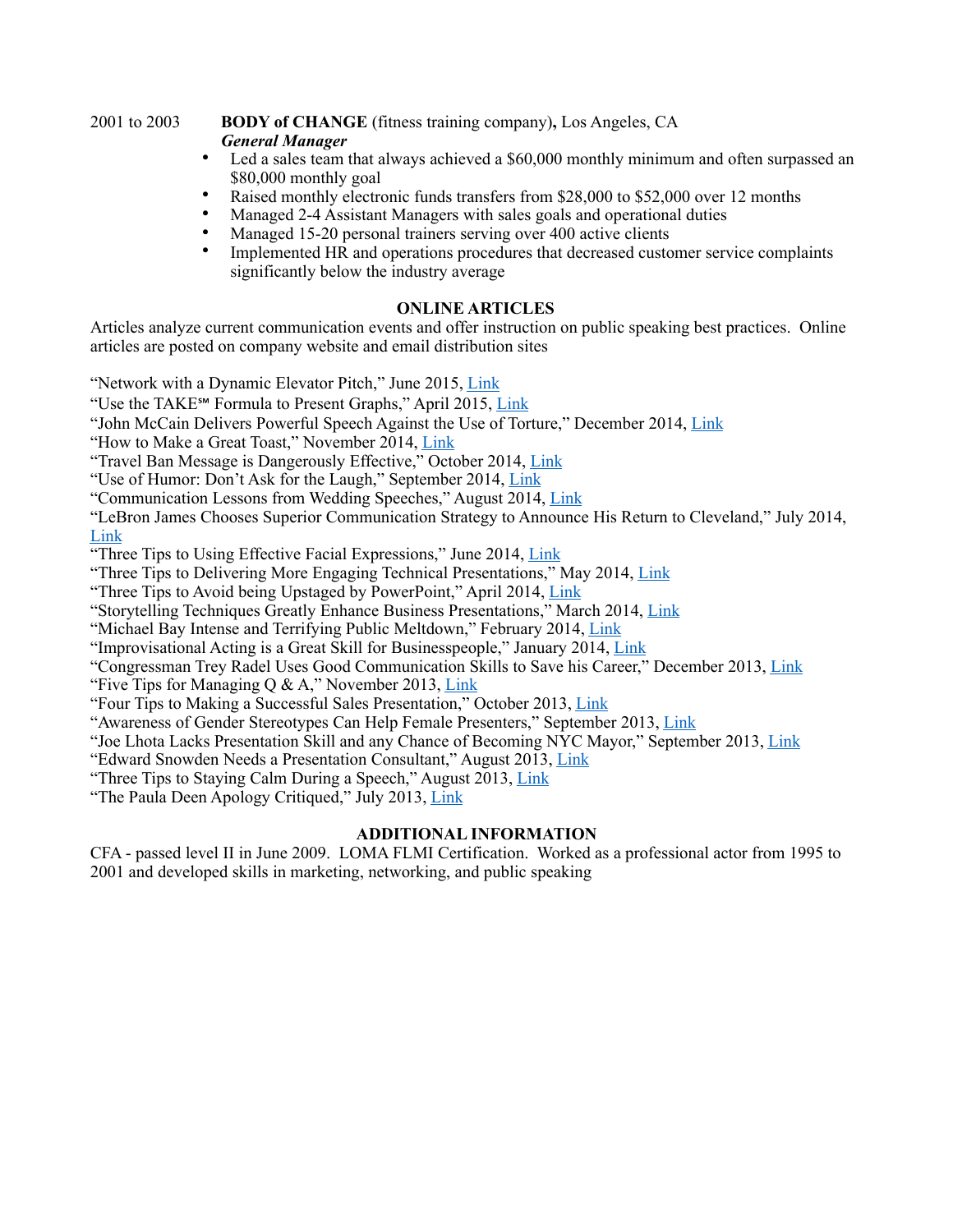2001 to 2003 **BODY of CHANGE** (fitness training company)**,** Los Angeles, CA
***General Manager***

- Led a sales team that always achieved a $60,000 monthly minimum and often surpassed an $80,000 monthly goal
- Raised monthly electronic funds transfers from $28,000 to $52,000 over 12 months
- Managed 2-4 Assistant Managers with sales goals and operational duties
- Managed 15-20 personal trainers serving over 400 active clients
- Implemented HR and operations procedures that decreased customer service complaints significantly below the industry average

## ONLINE ARTICLES

Articles analyze current communication events and offer instruction on public speaking best practices. Online articles are posted on company website and email distribution sites

"Network with a Dynamic Elevator Pitch," June 2015, Link
"Use the TAKE℠ Formula to Present Graphs," April 2015, Link
"John McCain Delivers Powerful Speech Against the Use of Torture," December 2014, Link
"How to Make a Great Toast," November 2014, Link
"Travel Ban Message is Dangerously Effective," October 2014, Link
"Use of Humor: Don't Ask for the Laugh," September 2014, Link
"Communication Lessons from Wedding Speeches," August 2014, Link
"LeBron James Chooses Superior Communication Strategy to Announce His Return to Cleveland," July 2014, Link
"Three Tips to Using Effective Facial Expressions," June 2014, Link
"Three Tips to Delivering More Engaging Technical Presentations," May 2014, Link
"Three Tips to Avoid being Upstaged by PowerPoint," April 2014, Link
"Storytelling Techniques Greatly Enhance Business Presentations," March 2014, Link
"Michael Bay Intense and Terrifying Public Meltdown," February 2014, Link
"Improvisational Acting is a Great Skill for Businesspeople," January 2014, Link
"Congressman Trey Radel Uses Good Communication Skills to Save his Career," December 2013, Link
"Five Tips for Managing Q & A," November 2013, Link
"Four Tips to Making a Successful Sales Presentation," October 2013, Link
"Awareness of Gender Stereotypes Can Help Female Presenters," September 2013, Link
"Joe Lhota Lacks Presentation Skill and any Chance of Becoming NYC Mayor," September 2013, Link
"Edward Snowden Needs a Presentation Consultant," August 2013, Link
"Three Tips to Staying Calm During a Speech," August 2013, Link
"The Paula Deen Apology Critiqued," July 2013, Link

## ADDITIONAL INFORMATION

CFA - passed level II in June 2009. LOMA FLMI Certification. Worked as a professional actor from 1995 to 2001 and developed skills in marketing, networking, and public speaking